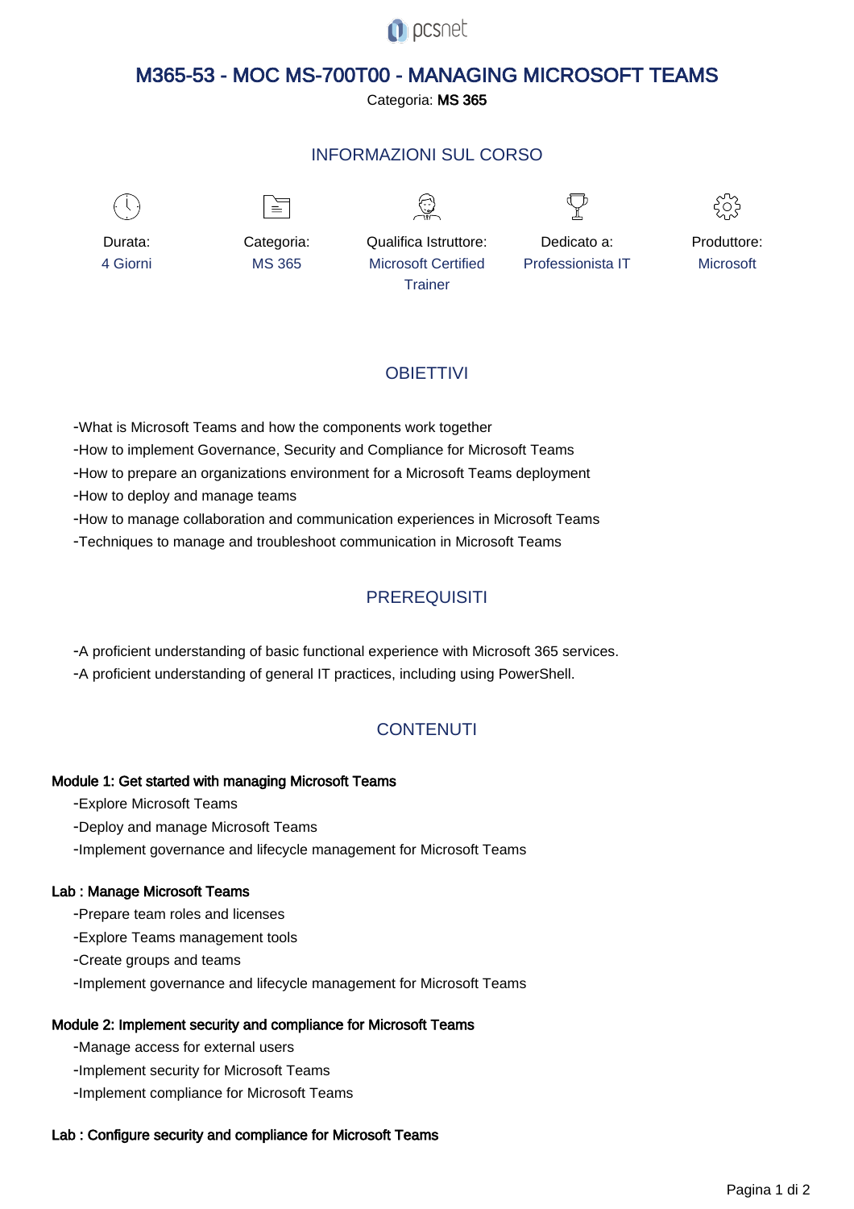# M365-53 - MOC MS-700T00 - MANAGING MICROSOFT TEAMS

Categoria: **MS 365**

## INFORMAZIONI SUL CORSO

| Durata: | Categoria: | Qualifica Istruttore: | Dedicato a: | Produttore: |
|---|---|---|---|---|
| 4 Giorni | MS 365 | Microsoft Certified Trainer | Professionista IT | Microsoft |

## OBIETTIVI

- What is Microsoft Teams and how the components work together
- How to implement Governance, Security and Compliance for Microsoft Teams
- How to prepare an organizations environment for a Microsoft Teams deployment
- How to deploy and manage teams
- How to manage collaboration and communication experiences in Microsoft Teams
- Techniques to manage and troubleshoot communication in Microsoft Teams

## PREREQUISITI

- A proficient understanding of basic functional experience with Microsoft 365 services.
- A proficient understanding of general IT practices, including using PowerShell.

## CONTENUTI

**Module 1: Get started with managing Microsoft Teams**

- Explore Microsoft Teams
- Deploy and manage Microsoft Teams
- Implement governance and lifecycle management for Microsoft Teams

**Lab : Manage Microsoft Teams**

- Prepare team roles and licenses
- Explore Teams management tools
- Create groups and teams
- Implement governance and lifecycle management for Microsoft Teams

**Module 2: Implement security and compliance for Microsoft Teams**

- Manage access for external users
- Implement security for Microsoft Teams
- Implement compliance for Microsoft Teams

**Lab : Configure security and compliance for Microsoft Teams**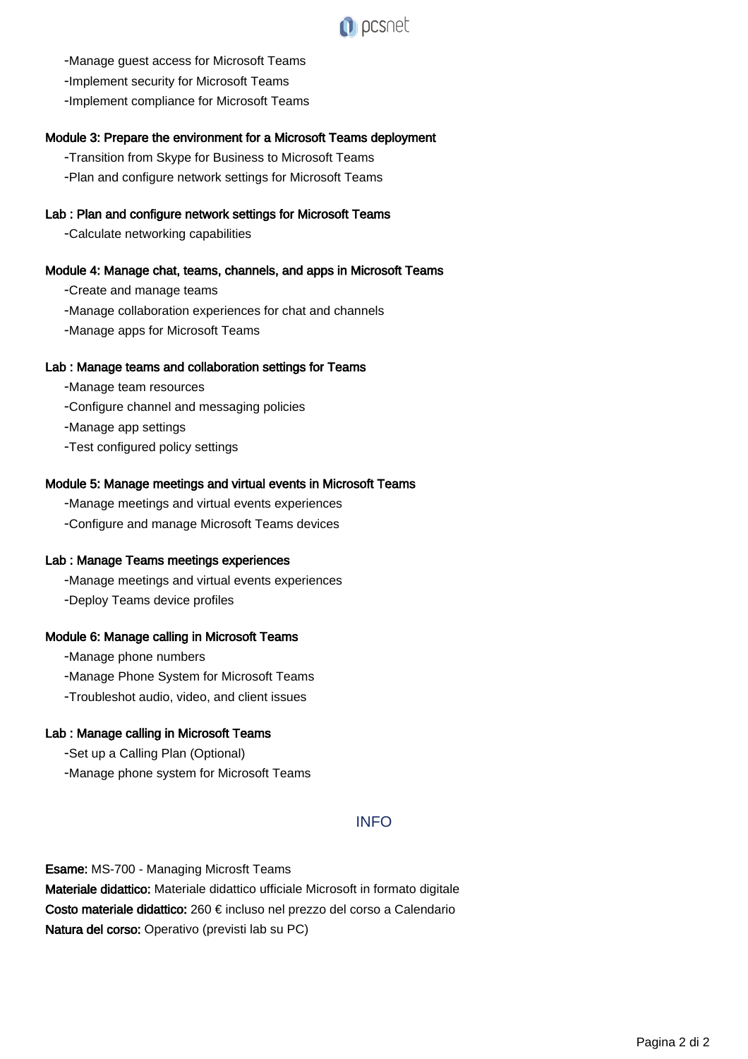-Manage guest access for Microsoft Teams

-Implement security for Microsoft Teams

-Implement compliance for Microsoft Teams

**Module 3: Prepare the environment for a Microsoft Teams deployment**

-Transition from Skype for Business to Microsoft Teams

-Plan and configure network settings for Microsoft Teams

**Lab : Plan and configure network settings for Microsoft Teams**

-Calculate networking capabilities

**Module 4: Manage chat, teams, channels, and apps in Microsoft Teams**

-Create and manage teams

-Manage collaboration experiences for chat and channels

-Manage apps for Microsoft Teams

**Lab : Manage teams and collaboration settings for Teams**

-Manage team resources

-Configure channel and messaging policies

-Manage app settings

-Test configured policy settings

**Module 5: Manage meetings and virtual events in Microsoft Teams**

-Manage meetings and virtual events experiences

-Configure and manage Microsoft Teams devices

**Lab : Manage Teams meetings experiences**

-Manage meetings and virtual events experiences

-Deploy Teams device profiles

**Module 6: Manage calling in Microsoft Teams**

-Manage phone numbers

-Manage Phone System for Microsoft Teams

-Troubleshot audio, video, and client issues

**Lab : Manage calling in Microsoft Teams**

-Set up a Calling Plan (Optional)

-Manage phone system for Microsoft Teams

## INFO

**Esame:** MS-700 - Managing Microsft Teams
**Materiale didattico:** Materiale didattico ufficiale Microsoft in formato digitale
**Costo materiale didattico:** 260 € incluso nel prezzo del corso a Calendario
**Natura del corso:** Operativo (previsti lab su PC)